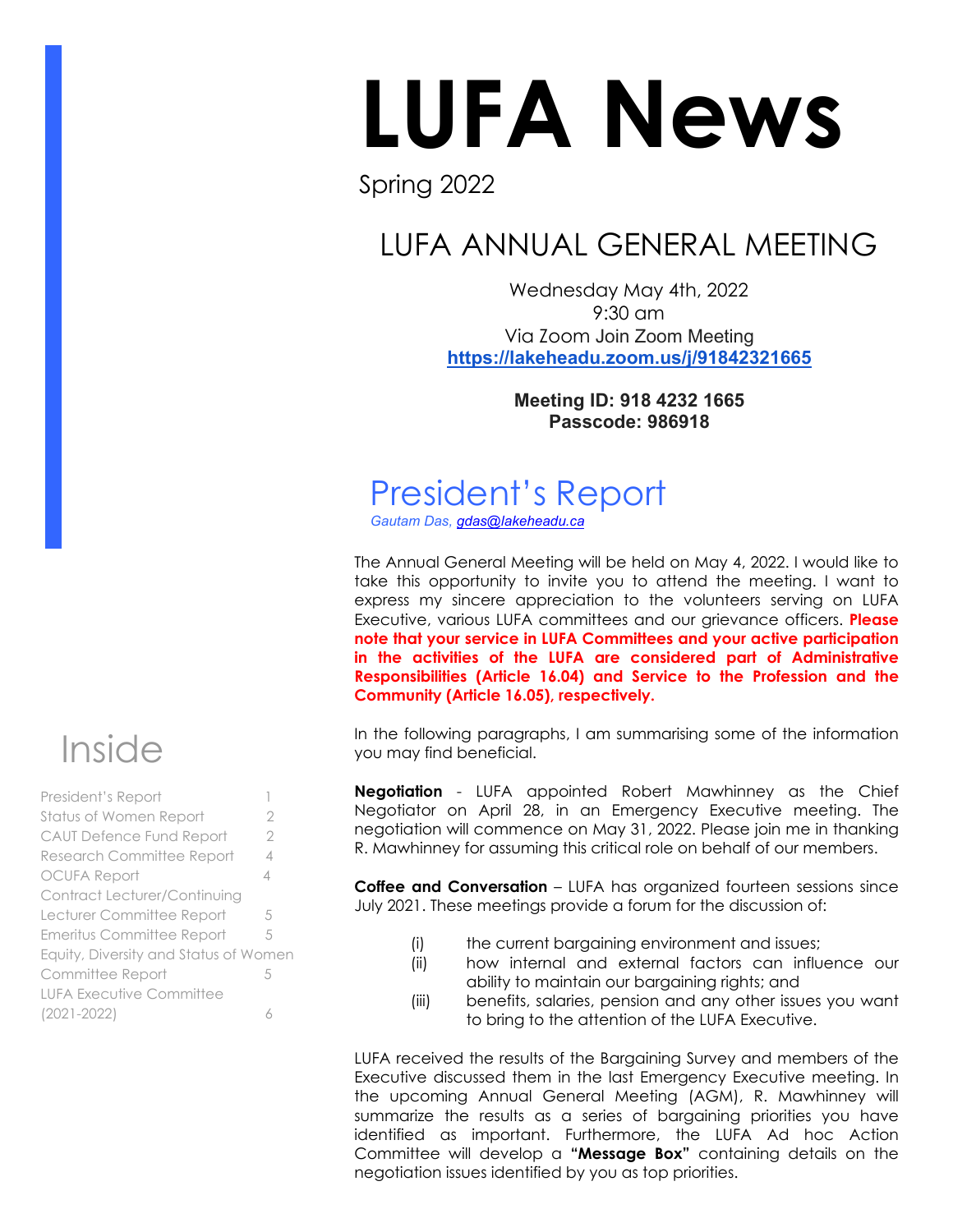# LUFA News

Spring 2022

## LUFA ANNUAL GENERAL MEETING

Wednesday May 4th, 2022
9:30 am
Via Zoom Join Zoom Meeting
https://lakeheadu.zoom.us/j/91842321665

**Meeting ID: 918 4232 1665**
**Passcode: 986918**

## Inside

- President's Report 1
- Status of Women Report 2
- CAUT Defence Fund Report 2
- Research Committee Report 4
- OCUFA Report 4
- Contract Lecturer/Continuing Lecturer Committee Report 5
- Emeritus Committee Report 5
- Equity, Diversity and Status of Women Committee Report 5
- LUFA Executive Committee (2021-2022) 6

## President's Report

*Gautam Das, gdas@lakeheadu.ca*

The Annual General Meeting will be held on May 4, 2022. I would like to take this opportunity to invite you to attend the meeting. I want to express my sincere appreciation to the volunteers serving on LUFA Executive, various LUFA committees and our grievance officers. **Please note that your service in LUFA Committees and your active participation in the activities of the LUFA are considered part of Administrative Responsibilities (Article 16.04) and Service to the Profession and the Community (Article 16.05), respectively.**

In the following paragraphs, I am summarising some of the information you may find beneficial.

**Negotiation** - LUFA appointed Robert Mawhinney as the Chief Negotiator on April 28, in an Emergency Executive meeting. The negotiation will commence on May 31, 2022. Please join me in thanking R. Mawhinney for assuming this critical role on behalf of our members.

**Coffee and Conversation** – LUFA has organized fourteen sessions since July 2021. These meetings provide a forum for the discussion of:

(i) the current bargaining environment and issues;
(ii) how internal and external factors can influence our ability to maintain our bargaining rights; and
(iii) benefits, salaries, pension and any other issues you want to bring to the attention of the LUFA Executive.

LUFA received the results of the Bargaining Survey and members of the Executive discussed them in the last Emergency Executive meeting. In the upcoming Annual General Meeting (AGM), R. Mawhinney will summarize the results as a series of bargaining priorities you have identified as important. Furthermore, the LUFA Ad hoc Action Committee will develop a **"Message Box"** containing details on the negotiation issues identified by you as top priorities.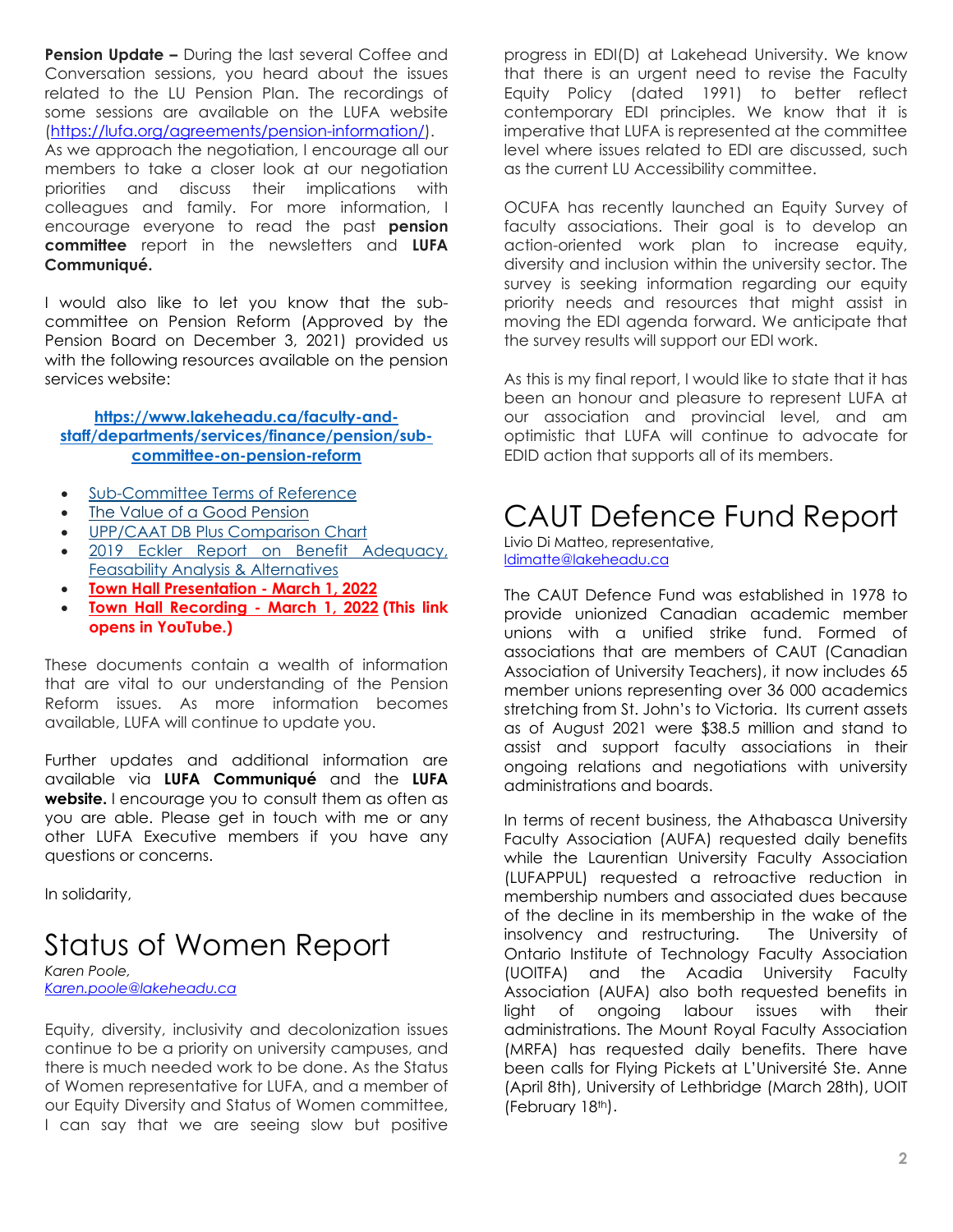**Pension Update –** During the last several Coffee and Conversation sessions, you heard about the issues related to the LU Pension Plan. The recordings of some sessions are available on the LUFA website ([https://lufa.org/agreements/pension-information/](https://lufa.org/agreements/pension-information/)). As we approach the negotiation, I encourage all our members to take a closer look at our negotiation priorities and discuss their implications with colleagues and family. For more information, I encourage everyone to read the past **pension committee** report in the newsletters and **LUFA Communiqué.**

I would also like to let you know that the sub-committee on Pension Reform (Approved by the Pension Board on December 3, 2021) provided us with the following resources available on the pension services website:

**[https://www.lakeheadu.ca/faculty-and-staff/departments/services/finance/pension/sub-committee-on-pension-reform](https://www.lakeheadu.ca/faculty-and-staff/departments/services/finance/pension/sub-committee-on-pension-reform)**

- Sub-Committee Terms of Reference
- The Value of a Good Pension
- UPP/CAAT DB Plus Comparison Chart
- 2019 Eckler Report on Benefit Adequacy, Feasability Analysis & Alternatives
- **Town Hall Presentation - March 1, 2022**
- **Town Hall Recording - March 1, 2022 (This link opens in YouTube.)**

These documents contain a wealth of information that are vital to our understanding of the Pension Reform issues. As more information becomes available, LUFA will continue to update you.

Further updates and additional information are available via **LUFA Communiqué** and the **LUFA website.** I encourage you to consult them as often as you are able. Please get in touch with me or any other LUFA Executive members if you have any questions or concerns.

In solidarity,

# Status of Women Report

*Karen Poole,*
*[Karen.poole@lakeheadu.ca](mailto:Karen.poole@lakeheadu.ca)*

Equity, diversity, inclusivity and decolonization issues continue to be a priority on university campuses, and there is much needed work to be done. As the Status of Women representative for LUFA, and a member of our Equity Diversity and Status of Women committee, I can say that we are seeing slow but positive progress in EDI(D) at Lakehead University. We know that there is an urgent need to revise the Faculty Equity Policy (dated 1991) to better reflect contemporary EDI principles. We know that it is imperative that LUFA is represented at the committee level where issues related to EDI are discussed, such as the current LU Accessibility committee.

OCUFA has recently launched an Equity Survey of faculty associations. Their goal is to develop an action-oriented work plan to increase equity, diversity and inclusion within the university sector. The survey is seeking information regarding our equity priority needs and resources that might assist in moving the EDI agenda forward. We anticipate that the survey results will support our EDI work.

As this is my final report, I would like to state that it has been an honour and pleasure to represent LUFA at our association and provincial level, and am optimistic that LUFA will continue to advocate for EDID action that supports all of its members.

# CAUT Defence Fund Report

Livio Di Matteo, representative,
[ldimatte@lakeheadu.ca](mailto:ldimatte@lakeheadu.ca)

The CAUT Defence Fund was established in 1978 to provide unionized Canadian academic member unions with a unified strike fund. Formed of associations that are members of CAUT (Canadian Association of University Teachers), it now includes 65 member unions representing over 36 000 academics stretching from St. John's to Victoria. Its current assets as of August 2021 were $38.5 million and stand to assist and support faculty associations in their ongoing relations and negotiations with university administrations and boards.

In terms of recent business, the Athabasca University Faculty Association (AUFA) requested daily benefits while the Laurentian University Faculty Association (LUFAPPUL) requested a retroactive reduction in membership numbers and associated dues because of the decline in its membership in the wake of the insolvency and restructuring. The University of Ontario Institute of Technology Faculty Association (UOITFA) and the Acadia University Faculty Association (AUFA) also both requested benefits in light of ongoing labour issues with their administrations. The Mount Royal Faculty Association (MRFA) has requested daily benefits. There have been calls for Flying Pickets at L'Université Ste. Anne (April 8th), University of Lethbridge (March 28th), UOIT (February 18th).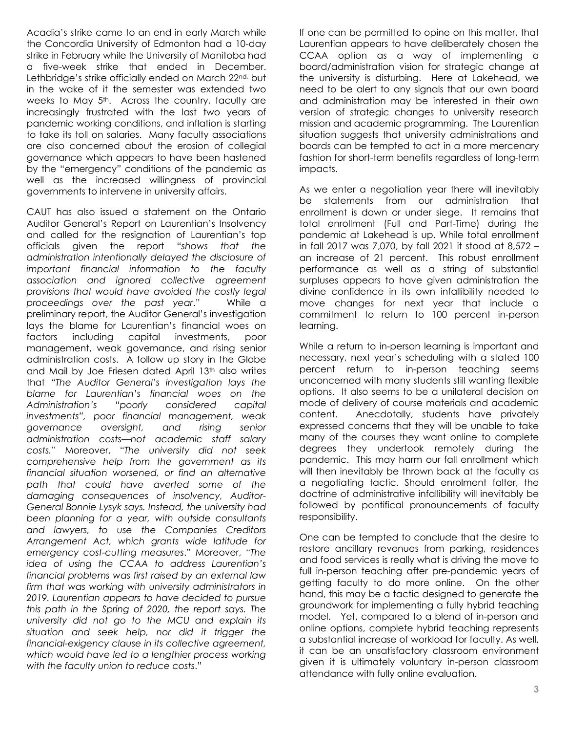Acadia's strike came to an end in early March while the Concordia University of Edmonton had a 10-day strike in February while the University of Manitoba had a five-week strike that ended in December. Lethbridge's strike officially ended on March 22nd, but in the wake of it the semester was extended two weeks to May 5th. Across the country, faculty are increasingly frustrated with the last two years of pandemic working conditions, and inflation is starting to take its toll on salaries. Many faculty associations are also concerned about the erosion of collegial governance which appears to have been hastened by the "emergency" conditions of the pandemic as well as the increased willingness of provincial governments to intervene in university affairs.

CAUT has also issued a statement on the Ontario Auditor General's Report on Laurentian's Insolvency and called for the resignation of Laurentian's top officials given the report "*shows that the administration intentionally delayed the disclosure of important financial information to the faculty association and ignored collective agreement provisions that would have avoided the costly legal proceedings over the past year*." While a preliminary report, the Auditor General's investigation lays the blame for Laurentian's financial woes on factors including capital investments, poor management, weak governance, and rising senior administration costs. A follow up story in the Globe and Mail by Joe Friesen dated April 13th also writes that "*The Auditor General's investigation lays the blame for Laurentian's financial woes on the Administration's "poorly considered capital investments", poor financial management, weak governance oversight, and rising senior administration costs—not academic staff salary costs.*" Moreover, "*The university did not seek comprehensive help from the government as its financial situation worsened, or find an alternative path that could have averted some of the damaging consequences of insolvency, Auditor-General Bonnie Lysyk says. Instead, the university had been planning for a year, with outside consultants and lawyers, to use the Companies Creditors Arrangement Act, which grants wide latitude for emergency cost-cutting measures*." Moreover, "*The idea of using the CCAA to address Laurentian's financial problems was first raised by an external law firm that was working with university administrators in 2019. Laurentian appears to have decided to pursue this path in the Spring of 2020, the report says. The university did not go to the MCU and explain its situation and seek help, nor did it trigger the financial-exigency clause in its collective agreement, which would have led to a lengthier process working with the faculty union to reduce costs*."

If one can be permitted to opine on this matter, that Laurentian appears to have deliberately chosen the CCAA option as a way of implementing a board/administration vision for strategic change at the university is disturbing. Here at Lakehead, we need to be alert to any signals that our own board and administration may be interested in their own version of strategic changes to university research mission and academic programming. The Laurentian situation suggests that university administrations and boards can be tempted to act in a more mercenary fashion for short-term benefits regardless of long-term impacts.

As we enter a negotiation year there will inevitably be statements from our administration that enrollment is down or under siege. It remains that total enrollment (Full and Part-Time) during the pandemic at Lakehead is up. While total enrollment in fall 2017 was 7,070, by fall 2021 it stood at 8,572 – an increase of 21 percent. This robust enrollment performance as well as a string of substantial surpluses appears to have given administration the divine confidence in its own infallibility needed to move changes for next year that include a commitment to return to 100 percent in-person learning.

While a return to in-person learning is important and necessary, next year's scheduling with a stated 100 percent return to in-person teaching seems unconcerned with many students still wanting flexible options. It also seems to be a unilateral decision on mode of delivery of course materials and academic content. Anecdotally, students have privately expressed concerns that they will be unable to take many of the courses they want online to complete degrees they undertook remotely during the pandemic. This may harm our fall enrollment which will then inevitably be thrown back at the faculty as a negotiating tactic. Should enrolment falter, the doctrine of administrative infallibility will inevitably be followed by pontifical pronouncements of faculty responsibility.

One can be tempted to conclude that the desire to restore ancillary revenues from parking, residences and food services is really what is driving the move to full in-person teaching after pre-pandemic years of getting faculty to do more online. On the other hand, this may be a tactic designed to generate the groundwork for implementing a fully hybrid teaching model. Yet, compared to a blend of in-person and online options, complete hybrid teaching represents a substantial increase of workload for faculty. As well, it can be an unsatisfactory classroom environment given it is ultimately voluntary in-person classroom attendance with fully online evaluation.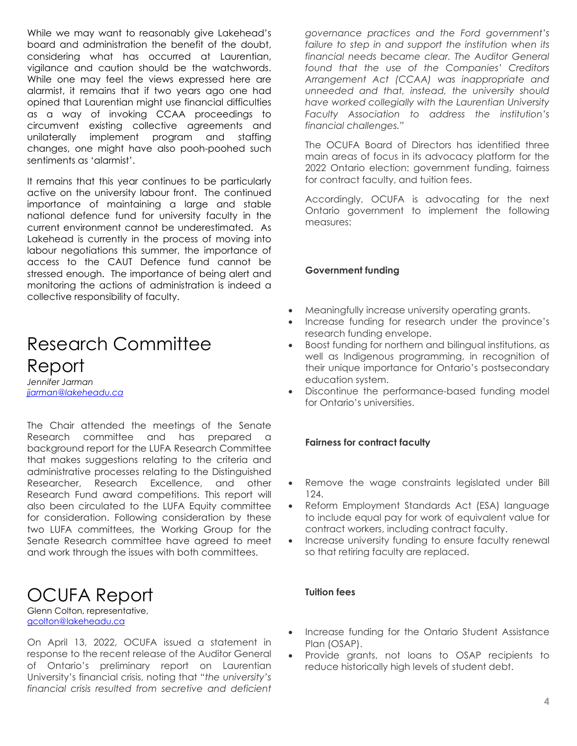While we may want to reasonably give Lakehead's board and administration the benefit of the doubt, considering what has occurred at Laurentian, vigilance and caution should be the watchwords. While one may feel the views expressed here are alarmist, it remains that if two years ago one had opined that Laurentian might use financial difficulties as a way of invoking CCAA proceedings to circumvent existing collective agreements and unilaterally implement program and staffing changes, one might have also pooh-poohed such sentiments as 'alarmist'.

It remains that this year continues to be particularly active on the university labour front. The continued importance of maintaining a large and stable national defence fund for university faculty in the current environment cannot be underestimated. As Lakehead is currently in the process of moving into labour negotiations this summer, the importance of access to the CAUT Defence fund cannot be stressed enough. The importance of being alert and monitoring the actions of administration is indeed a collective responsibility of faculty.

# Research Committee Report

*Jennifer Jarman*
[jjarman@lakeheadu.ca](mailto:jjarman@lakeheadu.ca)

The Chair attended the meetings of the Senate Research committee and has prepared a background report for the LUFA Research Committee that makes suggestions relating to the criteria and administrative processes relating to the Distinguished Researcher, Research Excellence, and other Research Fund award competitions. This report will also been circulated to the LUFA Equity committee for consideration. Following consideration by these two LUFA committees, the Working Group for the Senate Research committee have agreed to meet and work through the issues with both committees.

# OCUFA Report

Glenn Colton, representative,
[gcolton@lakeheadu.ca](mailto:gcolton@lakeheadu.ca)

On April 13, 2022, OCUFA issued a statement in response to the recent release of the Auditor General of Ontario's preliminary report on Laurentian University's financial crisis, noting that *"the university's financial crisis resulted from secretive and deficient governance practices and the Ford government's failure to step in and support the institution when its financial needs became clear. The Auditor General found that the use of the Companies' Creditors Arrangement Act (CCAA) was inappropriate and unneeded and that, instead, the university should have worked collegially with the Laurentian University Faculty Association to address the institution's financial challenges."*

The OCUFA Board of Directors has identified three main areas of focus in its advocacy platform for the 2022 Ontario election: government funding, fairness for contract faculty, and tuition fees.

Accordingly, OCUFA is advocating for the next Ontario government to implement the following measures:

**Government funding**

- Meaningfully increase university operating grants.
- Increase funding for research under the province's research funding envelope.
- Boost funding for northern and bilingual institutions, as well as Indigenous programming, in recognition of their unique importance for Ontario's postsecondary education system.
- Discontinue the performance-based funding model for Ontario's universities.

**Fairness for contract faculty**

- Remove the wage constraints legislated under Bill 124.
- Reform Employment Standards Act (ESA) language to include equal pay for work of equivalent value for contract workers, including contract faculty.
- Increase university funding to ensure faculty renewal so that retiring faculty are replaced.

**Tuition fees**

- Increase funding for the Ontario Student Assistance Plan (OSAP).
- Provide grants, not loans to OSAP recipients to reduce historically high levels of student debt.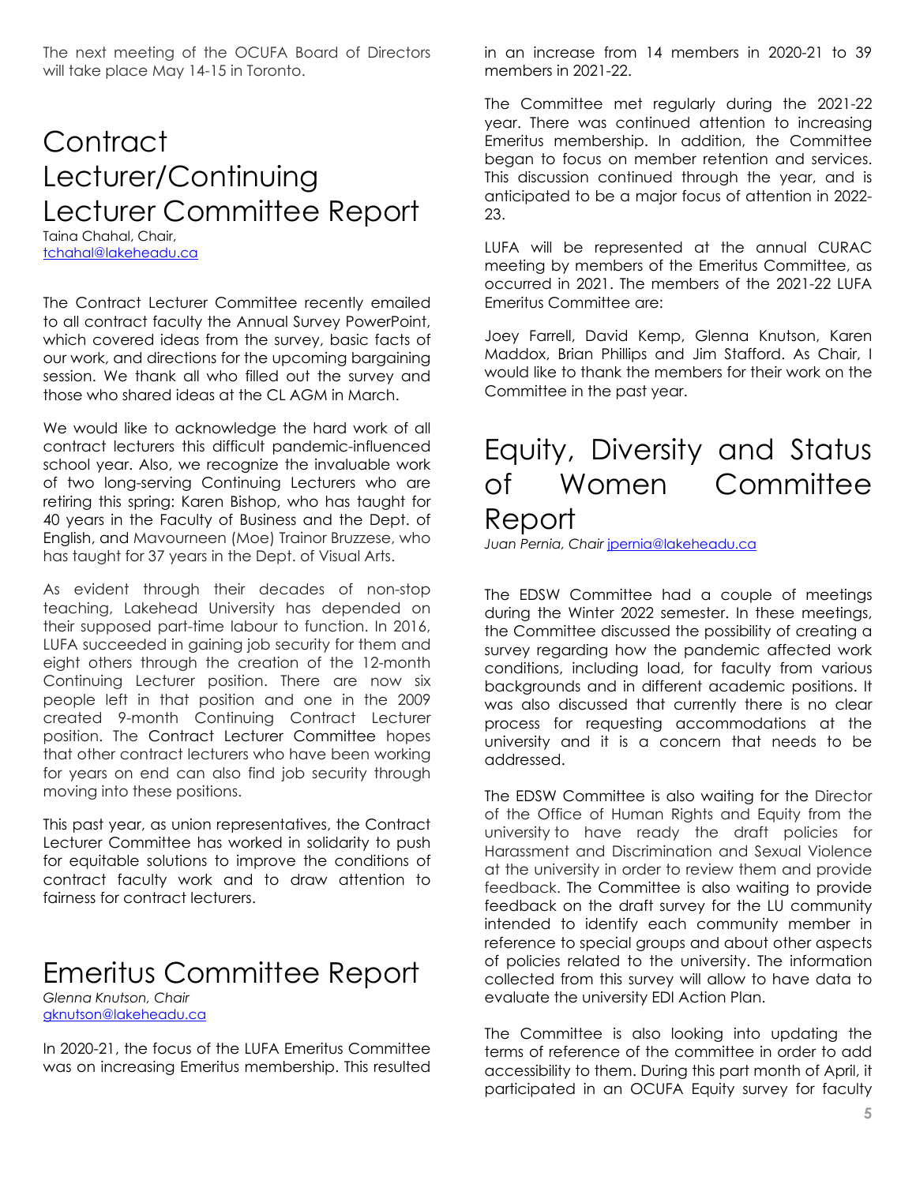The next meeting of the OCUFA Board of Directors will take place May 14-15 in Toronto.

# Contract Lecturer/Continuing Lecturer Committee Report

Taina Chahal, Chair, tchahal@lakeheadu.ca

The Contract Lecturer Committee recently emailed to all contract faculty the Annual Survey PowerPoint, which covered ideas from the survey, basic facts of our work, and directions for the upcoming bargaining session. We thank all who filled out the survey and those who shared ideas at the CL AGM in March.

We would like to acknowledge the hard work of all contract lecturers this difficult pandemic-influenced school year. Also, we recognize the invaluable work of two long-serving Continuing Lecturers who are retiring this spring: Karen Bishop, who has taught for 40 years in the Faculty of Business and the Dept. of English, and Mavourneen (Moe) Trainor Bruzzese, who has taught for 37 years in the Dept. of Visual Arts.

As evident through their decades of non-stop teaching, Lakehead University has depended on their supposed part-time labour to function. In 2016, LUFA succeeded in gaining job security for them and eight others through the creation of the 12-month Continuing Lecturer position. There are now six people left in that position and one in the 2009 created 9-month Continuing Contract Lecturer position. The Contract Lecturer Committee hopes that other contract lecturers who have been working for years on end can also find job security through moving into these positions.

This past year, as union representatives, the Contract Lecturer Committee has worked in solidarity to push for equitable solutions to improve the conditions of contract faculty work and to draw attention to fairness for contract lecturers.

# Emeritus Committee Report

*Glenna Knutson, Chair*
gknutson@lakeheadu.ca

In 2020-21, the focus of the LUFA Emeritus Committee was on increasing Emeritus membership. This resulted in an increase from 14 members in 2020-21 to 39 members in 2021-22.

The Committee met regularly during the 2021-22 year. There was continued attention to increasing Emeritus membership. In addition, the Committee began to focus on member retention and services. This discussion continued through the year, and is anticipated to be a major focus of attention in 2022-23.

LUFA will be represented at the annual CURAC meeting by members of the Emeritus Committee, as occurred in 2021. The members of the 2021-22 LUFA Emeritus Committee are:

Joey Farrell, David Kemp, Glenna Knutson, Karen Maddox, Brian Phillips and Jim Stafford. As Chair, I would like to thank the members for their work on the Committee in the past year.

# Equity, Diversity and Status of Women Committee Report

*Juan Pernia, Chair* jpernia@lakeheadu.ca

The EDSW Committee had a couple of meetings during the Winter 2022 semester. In these meetings, the Committee discussed the possibility of creating a survey regarding how the pandemic affected work conditions, including load, for faculty from various backgrounds and in different academic positions. It was also discussed that currently there is no clear process for requesting accommodations at the university and it is a concern that needs to be addressed.

The EDSW Committee is also waiting for the Director of the Office of Human Rights and Equity from the university to have ready the draft policies for Harassment and Discrimination and Sexual Violence at the university in order to review them and provide feedback. The Committee is also waiting to provide feedback on the draft survey for the LU community intended to identify each community member in reference to special groups and about other aspects of policies related to the university. The information collected from this survey will allow to have data to evaluate the university EDI Action Plan.

The Committee is also looking into updating the terms of reference of the committee in order to add accessibility to them. During this part month of April, it participated in an OCUFA Equity survey for faculty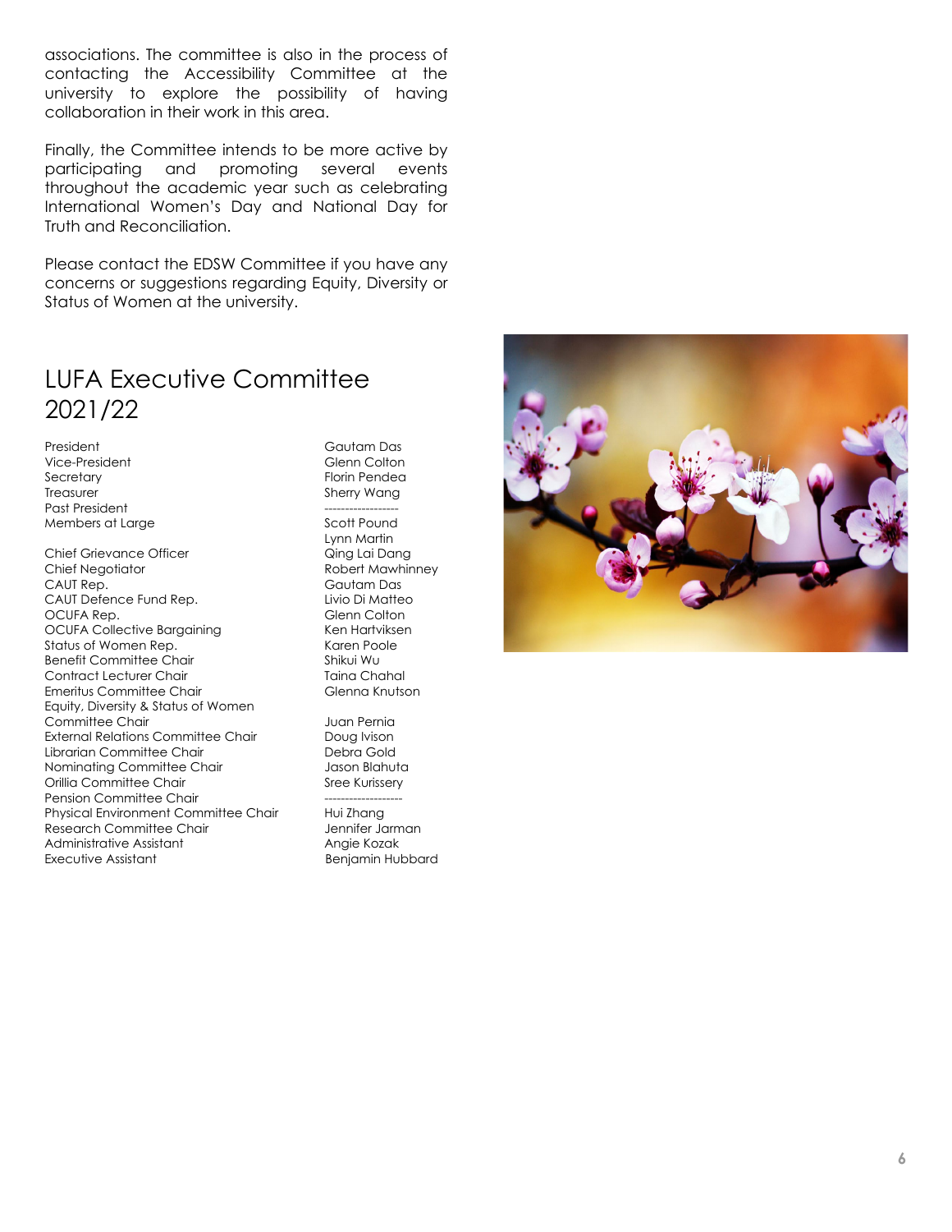associations. The committee is also in the process of contacting the Accessibility Committee at the university to explore the possibility of having collaboration in their work in this area.

Finally, the Committee intends to be more active by participating and promoting several events throughout the academic year such as celebrating International Women's Day and National Day for Truth and Reconciliation.

Please contact the EDSW Committee if you have any concerns or suggestions regarding Equity, Diversity or Status of Women at the university.

## LUFA Executive Committee 2021/22

| | |
|---|---|
| President | Gautam Das |
| Vice-President | Glenn Colton |
| Secretary | Florin Pendea |
| Treasurer | Sherry Wang |
| Past President | ----------------- |
| Members at Large | Scott Pound |
| | Lynn Martin |
| Chief Grievance Officer | Qing Lai Dang |
| Chief Negotiator | Robert Mawhinney |
| CAUT Rep. | Gautam Das |
| CAUT Defence Fund Rep. | Livio Di Matteo |
| OCUFA Rep. | Glenn Colton |
| OCUFA Collective Bargaining | Ken Hartviksen |
| Status of Women Rep. | Karen Poole |
| Benefit Committee Chair | Shikui Wu |
| Contract Lecturer Chair | Taina Chahal |
| Emeritus Committee Chair | Glenna Knutson |
| Equity, Diversity & Status of Women Committee Chair | Juan Pernia |
| External Relations Committee Chair | Doug Ivison |
| Librarian Committee Chair | Debra Gold |
| Nominating Committee Chair | Jason Blahuta |
| Orillia Committee Chair | Sree Kurissery |
| Pension Committee Chair | ------------------- |
| Physical Environment Committee Chair | Hui Zhang |
| Research Committee Chair | Jennifer Jarman |
| Administrative Assistant | Angie Kozak |
| Executive Assistant | Benjamin Hubbard |